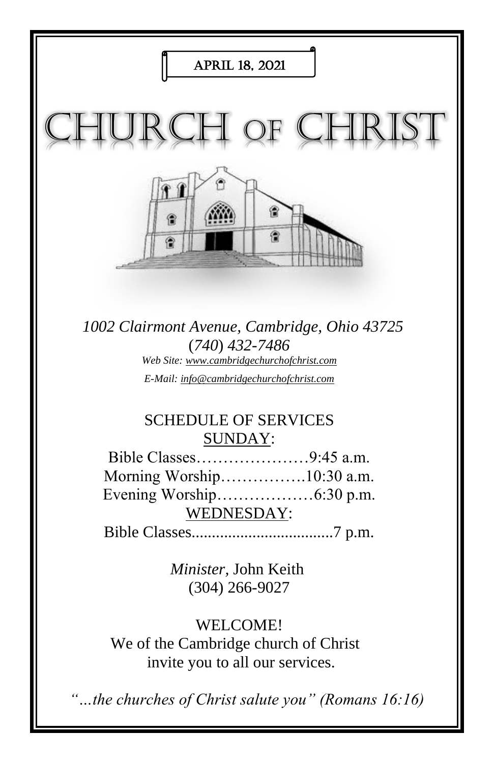APRIL 18, 2021

# CHURCH OF CHRIST

*1002 Clairmont Avenue, Cambridge, Ohio 43725*
*(740) 432-7486*
*Web Site: www.cambridgechurchofchrist.com*
*E-Mail: info@cambridgechurchofchrist.com*

## SCHEDULE OF SERVICES

SUNDAY:

Bible Classes…………………9:45 a.m.
Morning Worship…………….10:30 a.m.
Evening Worship………………6:30 p.m.

WEDNESDAY:

Bible Classes..................................7 p.m.

*Minister,* John Keith
(304) 266-9027

WELCOME!
We of the Cambridge church of Christ invite you to all our services.

*"…the churches of Christ salute you" (Romans 16:16)*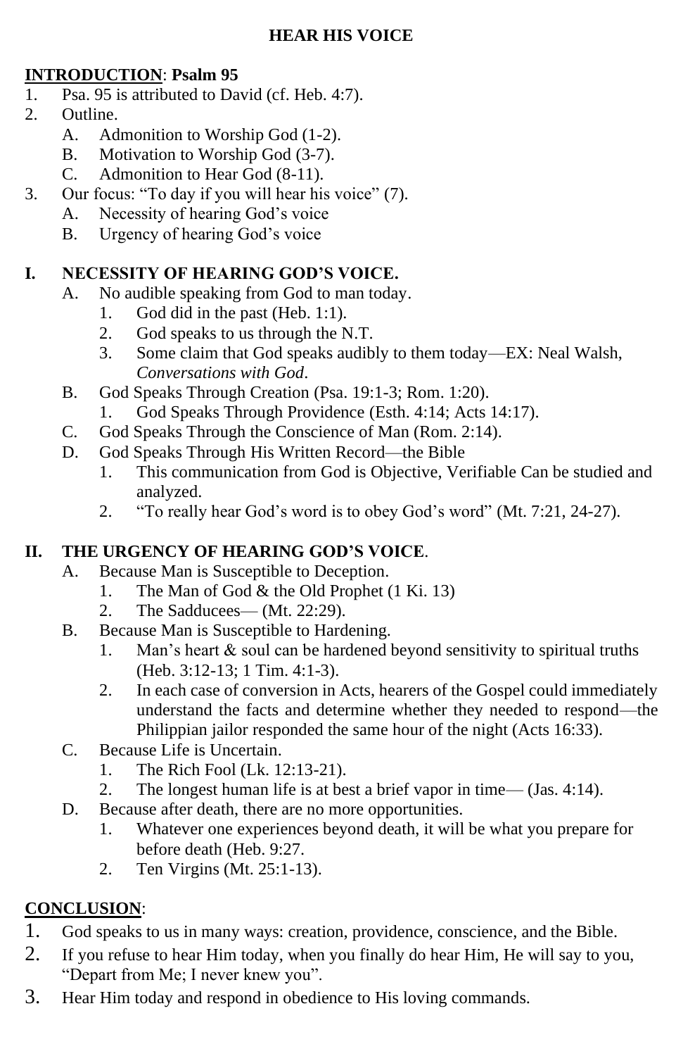# HEAR HIS VOICE

**INTRODUCTION**: **Psalm 95**

1. Psa. 95 is attributed to David (cf. Heb. 4:7).
2. Outline.
   - A. Admonition to Worship God (1-2).
   - B. Motivation to Worship God (3-7).
   - C. Admonition to Hear God (8-11).
3. Our focus: "To day if you will hear his voice" (7).
   - A. Necessity of hearing God's voice
   - B. Urgency of hearing God's voice

## I. NECESSITY OF HEARING GOD'S VOICE.

- A. No audible speaking from God to man today.
  1. God did in the past (Heb. 1:1).
  2. God speaks to us through the N.T.
  3. Some claim that God speaks audibly to them today—EX: Neal Walsh, *Conversations with God*.
- B. God Speaks Through Creation (Psa. 19:1-3; Rom. 1:20).
  1. God Speaks Through Providence (Esth. 4:14; Acts 14:17).
- C. God Speaks Through the Conscience of Man (Rom. 2:14).
- D. God Speaks Through His Written Record—the Bible
  1. This communication from God is Objective, Verifiable Can be studied and analyzed.
  2. "To really hear God's word is to obey God's word" (Mt. 7:21, 24-27).

## II. THE URGENCY OF HEARING GOD'S VOICE.

- A. Because Man is Susceptible to Deception.
  1. The Man of God & the Old Prophet (1 Ki. 13)
  2. The Sadducees— (Mt. 22:29).
- B. Because Man is Susceptible to Hardening.
  1. Man's heart & soul can be hardened beyond sensitivity to spiritual truths (Heb. 3:12-13; 1 Tim. 4:1-3).
  2. In each case of conversion in Acts, hearers of the Gospel could immediately understand the facts and determine whether they needed to respond—the Philippian jailor responded the same hour of the night (Acts 16:33).
- C. Because Life is Uncertain.
  1. The Rich Fool (Lk. 12:13-21).
  2. The longest human life is at best a brief vapor in time— (Jas. 4:14).
- D. Because after death, there are no more opportunities.
  1. Whatever one experiences beyond death, it will be what you prepare for before death (Heb. 9:27.
  2. Ten Virgins (Mt. 25:1-13).

**CONCLUSION**:

1. God speaks to us in many ways: creation, providence, conscience, and the Bible.
2. If you refuse to hear Him today, when you finally do hear Him, He will say to you, "Depart from Me; I never knew you".
3. Hear Him today and respond in obedience to His loving commands.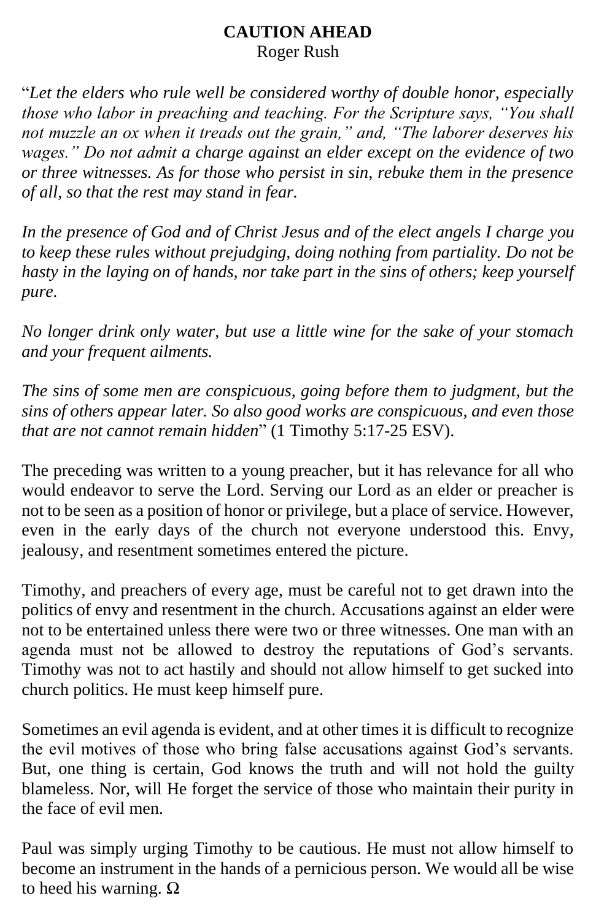# CAUTION AHEAD

Roger Rush

"*Let the elders who rule well be considered worthy of double honor, especially those who labor in preaching and teaching. For the Scripture says, "You shall not muzzle an ox when it treads out the grain," and, "The laborer deserves his wages." Do not admit a charge against an elder except on the evidence of two or three witnesses. As for those who persist in sin, rebuke them in the presence of all, so that the rest may stand in fear.*

*In the presence of God and of Christ Jesus and of the elect angels I charge you to keep these rules without prejudging, doing nothing from partiality. Do not be hasty in the laying on of hands, nor take part in the sins of others; keep yourself pure.*

*No longer drink only water, but use a little wine for the sake of your stomach and your frequent ailments.*

*The sins of some men are conspicuous, going before them to judgment, but the sins of others appear later. So also good works are conspicuous, and even those that are not cannot remain hidden*" (1 Timothy 5:17-25 ESV).

The preceding was written to a young preacher, but it has relevance for all who would endeavor to serve the Lord. Serving our Lord as an elder or preacher is not to be seen as a position of honor or privilege, but a place of service. However, even in the early days of the church not everyone understood this. Envy, jealousy, and resentment sometimes entered the picture.

Timothy, and preachers of every age, must be careful not to get drawn into the politics of envy and resentment in the church. Accusations against an elder were not to be entertained unless there were two or three witnesses. One man with an agenda must not be allowed to destroy the reputations of God's servants. Timothy was not to act hastily and should not allow himself to get sucked into church politics. He must keep himself pure.

Sometimes an evil agenda is evident, and at other times it is difficult to recognize the evil motives of those who bring false accusations against God's servants. But, one thing is certain, God knows the truth and will not hold the guilty blameless. Nor, will He forget the service of those who maintain their purity in the face of evil men.

Paul was simply urging Timothy to be cautious. He must not allow himself to become an instrument in the hands of a pernicious person. We would all be wise to heed his warning. Ω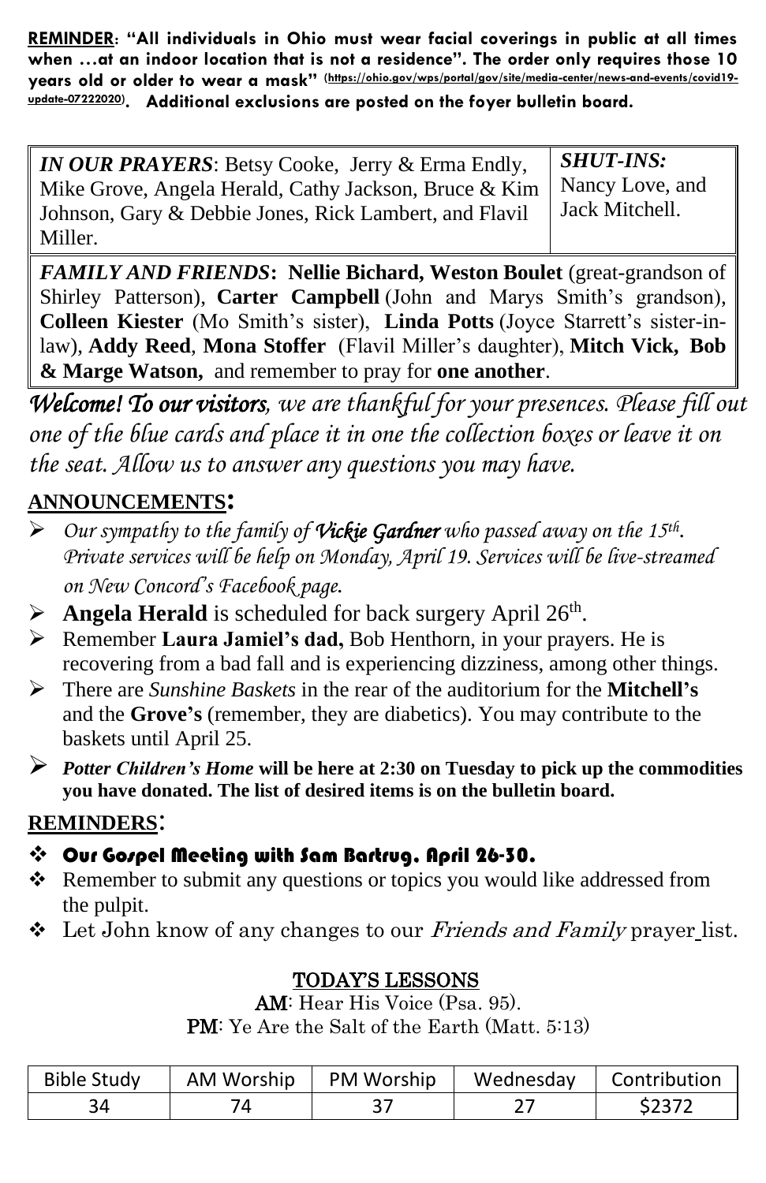**REMINDER**: **"All individuals in Ohio must wear facial coverings in public at all times when …at an indoor location that is not a residence". The order only requires those 10 years old or older to wear a mask"** (https://ohio.gov/wps/portal/gov/site/media-center/news-and-events/covid19-update-07222020). **Additional exclusions are posted on the foyer bulletin board.**

| | |
|---|---|
| ***IN OUR PRAYERS***: Betsy Cooke, Jerry & Erma Endly, Mike Grove, Angela Herald, Cathy Jackson, Bruce & Kim Johnson, Gary & Debbie Jones, Rick Lambert, and Flavil Miller. | ***SHUT-INS:*** Nancy Love, and Jack Mitchell. |

***FAMILY AND FRIENDS*:** **Nellie Bichard, Weston Boulet** (great-grandson of Shirley Patterson), **Carter Campbell** (John and Marys Smith's grandson), **Colleen Kiester** (Mo Smith's sister), **Linda Potts** (Joyce Starrett's sister-in-law), **Addy Reed**, **Mona Stoffer** (Flavil Miller's daughter), **Mitch Vick, Bob & Marge Watson,** and remember to pray for **one another**.

*Welcome! To our visitors, we are thankful for your presences. Please fill out one of the blue cards and place it in one the collection boxes or leave it on the seat. Allow us to answer any questions you may have.*

## ANNOUNCEMENTS:

- *Our sympathy to the family of Vickie Gardner who passed away on the 15th. Private services will be help on Monday, April 19. Services will be live-streamed on New Concord's Facebook page.*
- **Angela Herald** is scheduled for back surgery April 26th.
- Remember **Laura Jamiel's dad,** Bob Henthorn, in your prayers. He is recovering from a bad fall and is experiencing dizziness, among other things.
- There are *Sunshine Baskets* in the rear of the auditorium for the **Mitchell's** and the **Grove's** (remember, they are diabetics). You may contribute to the baskets until April 25.
- ***Potter Children's Home* will be here at 2:30 on Tuesday to pick up the commodities you have donated. The list of desired items is on the bulletin board.**

## REMINDERS:

- **Our Gospel Meeting with Sam Bartrug, April 26-30.**
- Remember to submit any questions or topics you would like addressed from the pulpit.
- Let John know of any changes to our *Friends and Family* prayer list.

### TODAY'S LESSONS

**AM**: Hear His Voice (Psa. 95).
**PM**: Ye Are the Salt of the Earth (Matt. 5:13)

| Bible Study | AM Worship | PM Worship | Wednesday | Contribution |
|---|---|---|---|---|
| 34 | 74 | 37 | 27 | $2372 |